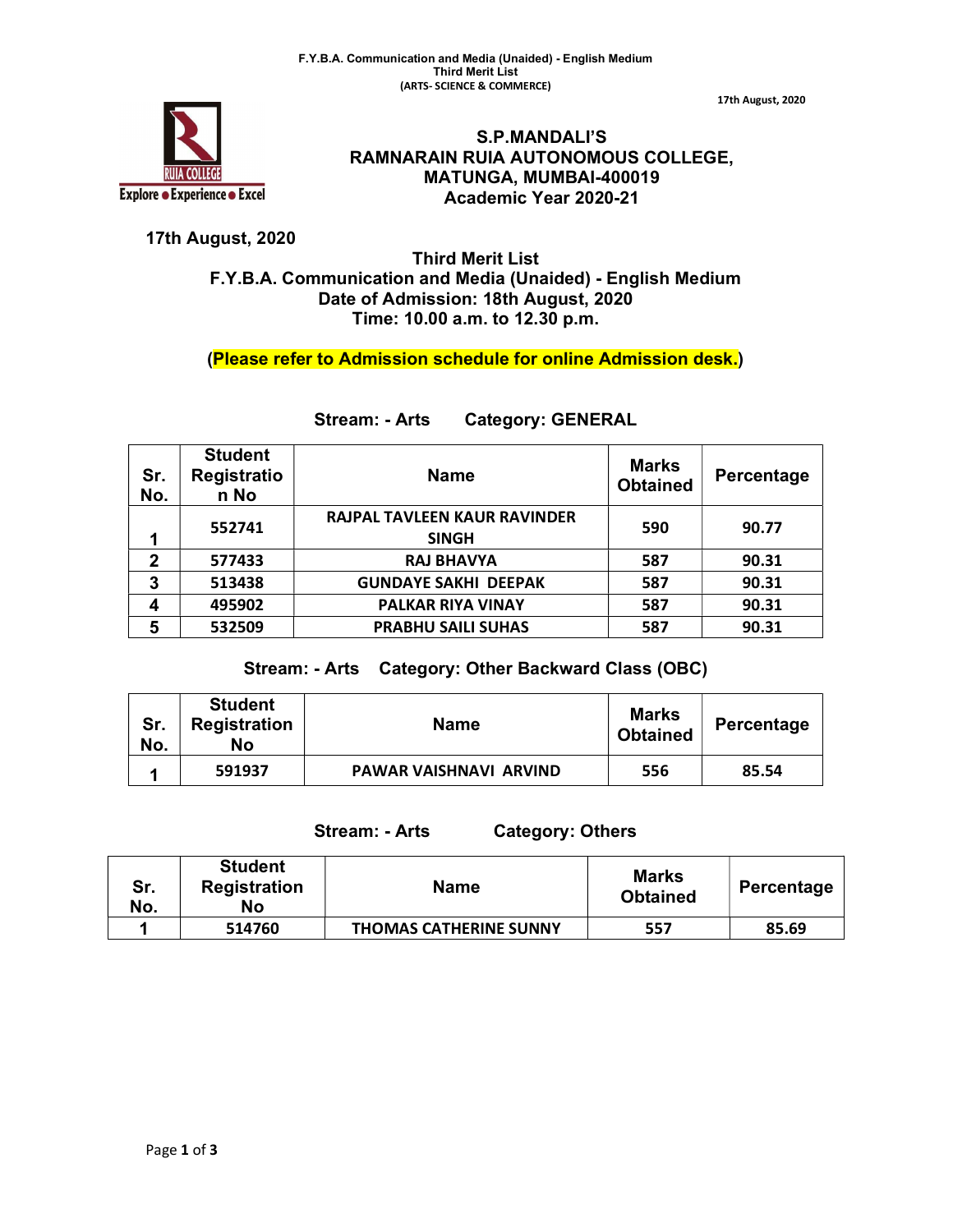F.Y.B.A. Communication and Media (Unaided) - English Medium
Third Merit List
(ARTS- SCIENCE & COMMERCE)

17th August, 2020

# S.P.MANDALI'S
# RAMNARAIN RUIA AUTONOMOUS COLLEGE, MATUNGA, MUMBAI-400019
## Academic Year 2020-21

**17th August, 2020**

## Third Merit List
## F.Y.B.A. Communication and Media (Unaided) - English Medium
### Date of Admission: 18th August, 2020
### Time: 10.00 a.m. to 12.30 p.m.

**(Please refer to Admission schedule for online Admission desk.)**

### Stream: - Arts Category: GENERAL

| Sr. No. | Student Registration No | Name | Marks Obtained | Percentage |
|---|---|---|---|---|
| 1 | 552741 | RAJPAL TAVLEEN KAUR RAVINDER SINGH | 590 | 90.77 |
| 2 | 577433 | RAJ BHAVYA | 587 | 90.31 |
| 3 | 513438 | GUNDAYE SAKHI DEEPAK | 587 | 90.31 |
| 4 | 495902 | PALKAR RIYA VINAY | 587 | 90.31 |
| 5 | 532509 | PRABHU SAILI SUHAS | 587 | 90.31 |

### Stream: - Arts Category: Other Backward Class (OBC)

| Sr. No. | Student Registration No | Name | Marks Obtained | Percentage |
|---|---|---|---|---|
| 1 | 591937 | PAWAR VAISHNAVI ARVIND | 556 | 85.54 |

### Stream: - Arts Category: Others

| Sr. No. | Student Registration No | Name | Marks Obtained | Percentage |
|---|---|---|---|---|
| 1 | 514760 | THOMAS CATHERINE SUNNY | 557 | 85.69 |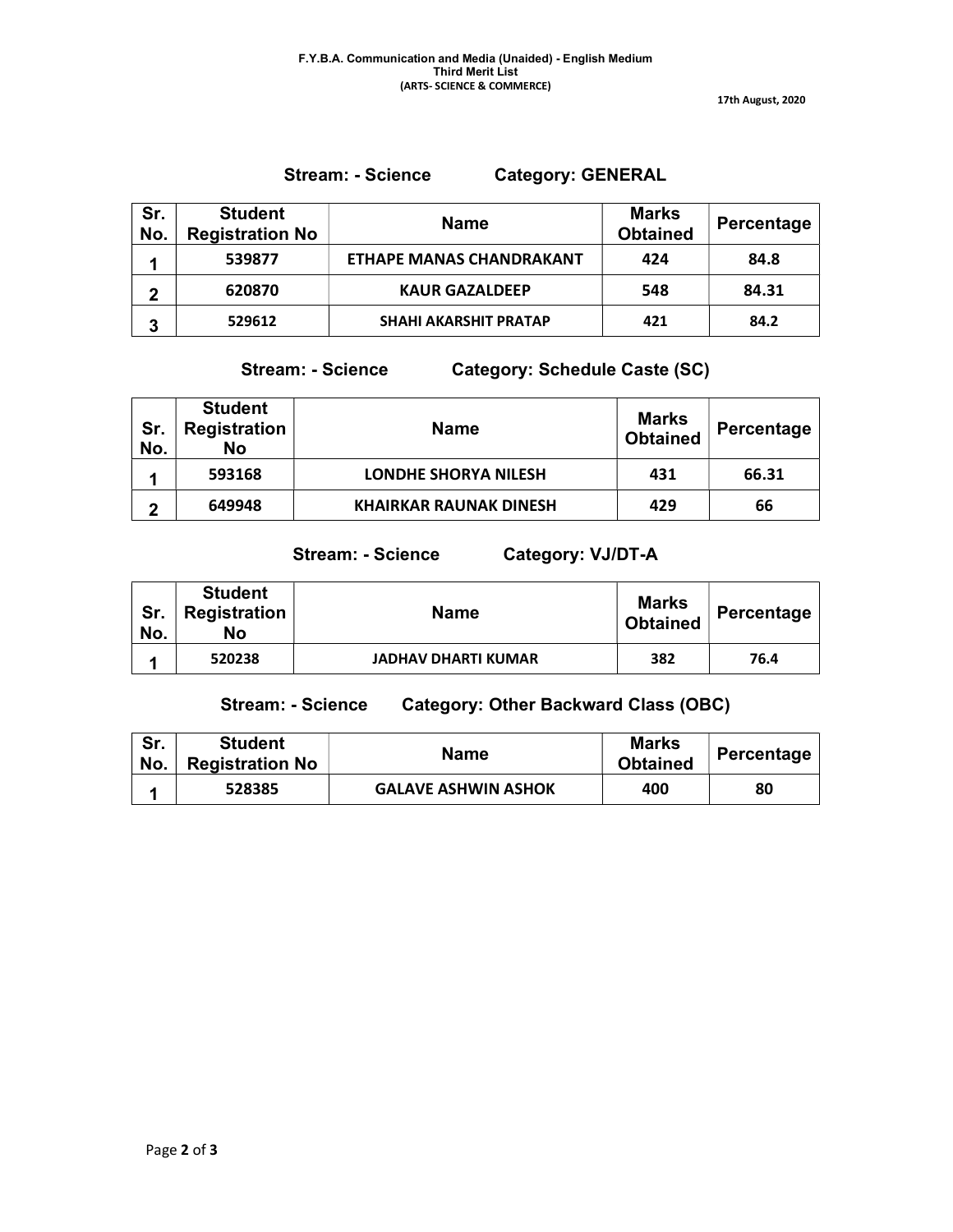**F.Y.B.A. Communication and Media (Unaided) - English Medium**
**Third Merit List**
**(ARTS- SCIENCE & COMMERCE)**

**17th August, 2020**

### Stream: - Science Category: GENERAL

| Sr. No. | Student Registration No | Name | Marks Obtained | Percentage |
|---|---|---|---|---|
| 1 | 539877 | ETHAPE MANAS CHANDRAKANT | 424 | 84.8 |
| 2 | 620870 | KAUR GAZALDEEP | 548 | 84.31 |
| 3 | 529612 | SHAHI AKARSHIT PRATAP | 421 | 84.2 |

### Stream: - Science Category: Schedule Caste (SC)

| Sr. No. | Student Registration No | Name | Marks Obtained | Percentage |
|---|---|---|---|---|
| 1 | 593168 | LONDHE SHORYA NILESH | 431 | 66.31 |
| 2 | 649948 | KHAIRKAR RAUNAK DINESH | 429 | 66 |

### Stream: - Science Category: VJ/DT-A

| Sr. No. | Student Registration No | Name | Marks Obtained | Percentage |
|---|---|---|---|---|
| 1 | 520238 | JADHAV DHARTI KUMAR | 382 | 76.4 |

### Stream: - Science Category: Other Backward Class (OBC)

| Sr. No. | Student Registration No | Name | Marks Obtained | Percentage |
|---|---|---|---|---|
| 1 | 528385 | GALAVE ASHWIN ASHOK | 400 | 80 |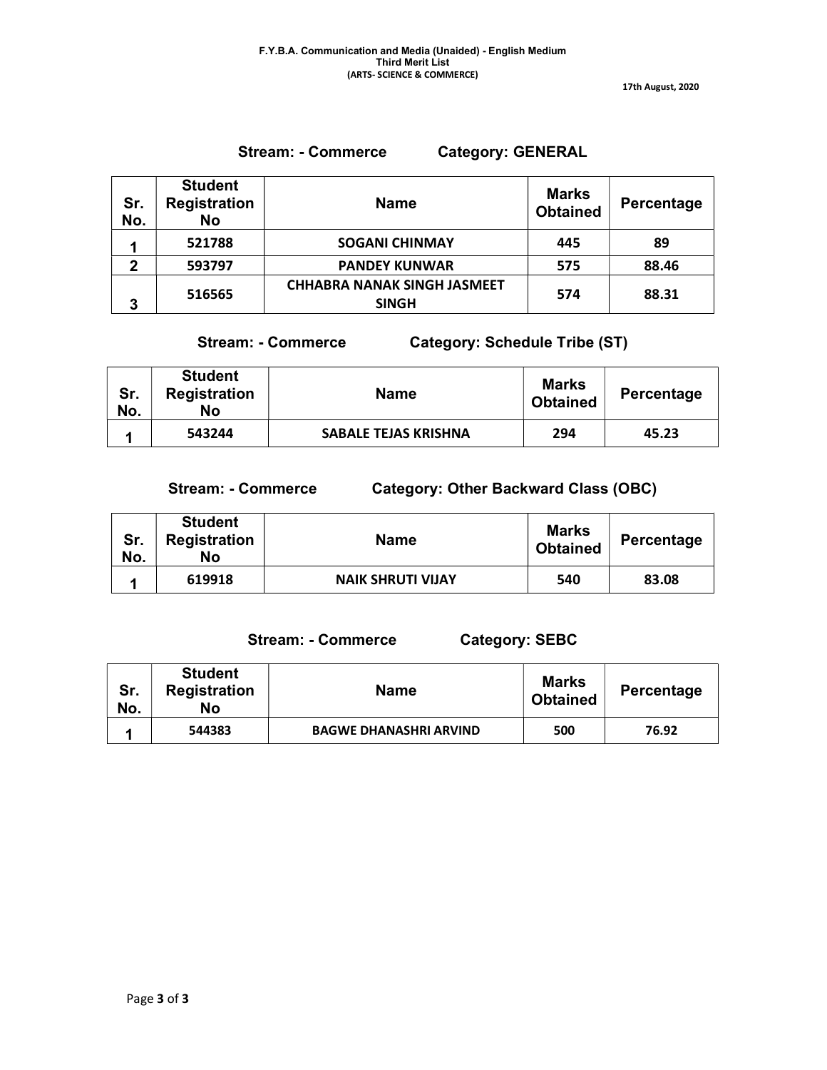**F.Y.B.A. Communication and Media (Unaided) - English Medium**
**Third Merit List**
**(ARTS- SCIENCE & COMMERCE)**

**17th August, 2020**

### Stream: - Commerce Category: GENERAL

| Sr. No. | Student Registration No | Name | Marks Obtained | Percentage |
|---|---|---|---|---|
| 1 | 521788 | SOGANI CHINMAY | 445 | 89 |
| 2 | 593797 | PANDEY KUNWAR | 575 | 88.46 |
| 3 | 516565 | CHHABRA NANAK SINGH JASMEET SINGH | 574 | 88.31 |

### Stream: - Commerce Category: Schedule Tribe (ST)

| Sr. No. | Student Registration No | Name | Marks Obtained | Percentage |
|---|---|---|---|---|
| 1 | 543244 | SABALE TEJAS KRISHNA | 294 | 45.23 |

### Stream: - Commerce Category: Other Backward Class (OBC)

| Sr. No. | Student Registration No | Name | Marks Obtained | Percentage |
|---|---|---|---|---|
| 1 | 619918 | NAIK SHRUTI VIJAY | 540 | 83.08 |

### Stream: - Commerce Category: SEBC

| Sr. No. | Student Registration No | Name | Marks Obtained | Percentage |
|---|---|---|---|---|
| 1 | 544383 | BAGWE DHANASHRI ARVIND | 500 | 76.92 |